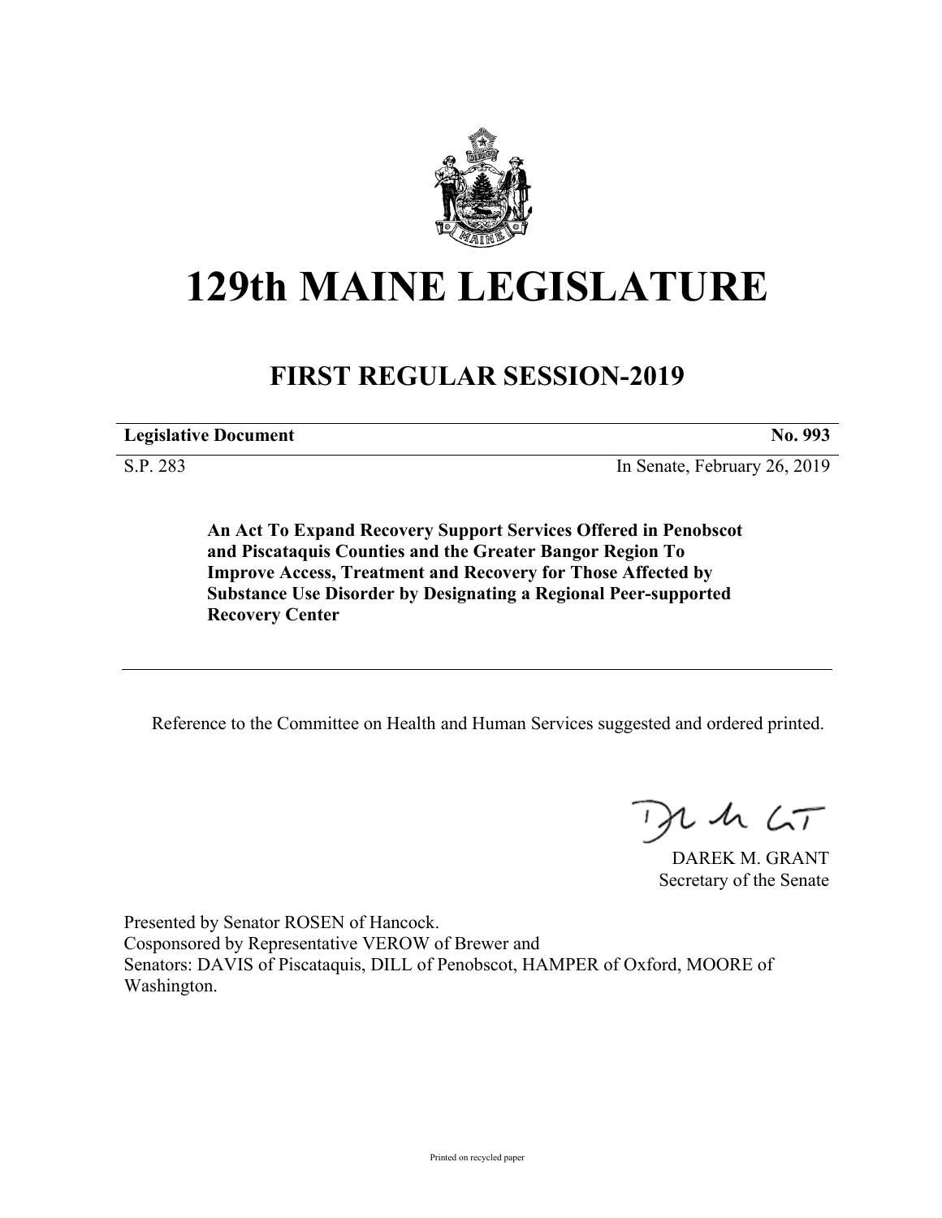# 129th MAINE LEGISLATURE

## FIRST REGULAR SESSION-2019

**Legislative Document** **No. 993**

S.P. 283 In Senate, February 26, 2019

**An Act To Expand Recovery Support Services Offered in Penobscot and Piscataquis Counties and the Greater Bangor Region To Improve Access, Treatment and Recovery for Those Affected by Substance Use Disorder by Designating a Regional Peer-supported Recovery Center**

Reference to the Committee on Health and Human Services suggested and ordered printed.

DAREK M. GRANT
Secretary of the Senate

Presented by Senator ROSEN of Hancock.
Cosponsored by Representative VEROW of Brewer and
Senators: DAVIS of Piscataquis, DILL of Penobscot, HAMPER of Oxford, MOORE of Washington.

Printed on recycled paper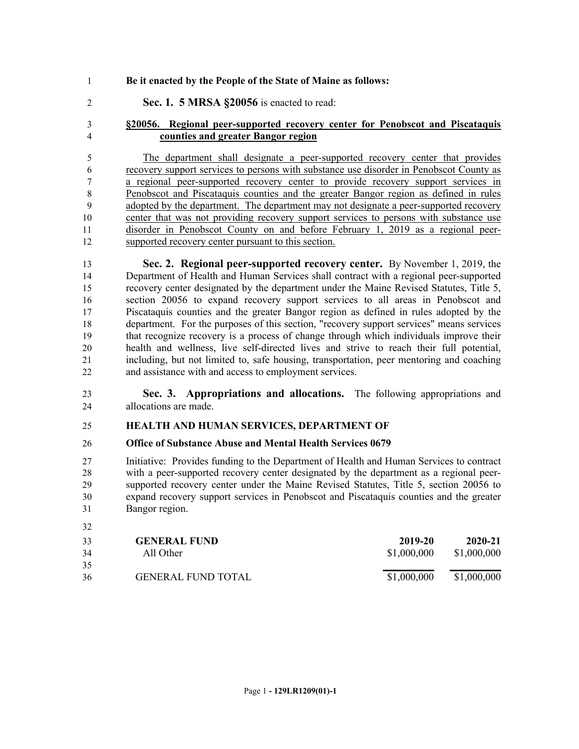**Be it enacted by the People of the State of Maine as follows:**

**Sec. 1. 5 MRSA §20056** is enacted to read:

**§20056. Regional peer-supported recovery center for Penobscot and Piscataquis counties and greater Bangor region**

The department shall designate a peer-supported recovery center that provides recovery support services to persons with substance use disorder in Penobscot County as a regional peer-supported recovery center to provide recovery support services in Penobscot and Piscataquis counties and the greater Bangor region as defined in rules adopted by the department. The department may not designate a peer-supported recovery center that was not providing recovery support services to persons with substance use disorder in Penobscot County on and before February 1, 2019 as a regional peer-supported recovery center pursuant to this section.

**Sec. 2. Regional peer-supported recovery center.** By November 1, 2019, the Department of Health and Human Services shall contract with a regional peer-supported recovery center designated by the department under the Maine Revised Statutes, Title 5, section 20056 to expand recovery support services to all areas in Penobscot and Piscataquis counties and the greater Bangor region as defined in rules adopted by the department. For the purposes of this section, "recovery support services" means services that recognize recovery is a process of change through which individuals improve their health and wellness, live self-directed lives and strive to reach their full potential, including, but not limited to, safe housing, transportation, peer mentoring and coaching and assistance with and access to employment services.

**Sec. 3. Appropriations and allocations.** The following appropriations and allocations are made.

**HEALTH AND HUMAN SERVICES, DEPARTMENT OF**

**Office of Substance Abuse and Mental Health Services 0679**

Initiative: Provides funding to the Department of Health and Human Services to contract with a peer-supported recovery center designated by the department as a regional peer-supported recovery center under the Maine Revised Statutes, Title 5, section 20056 to expand recovery support services in Penobscot and Piscataquis counties and the greater Bangor region.

| **GENERAL FUND** | **2019-20** | **2020-21** |
|---|---|---|
| All Other | $1,000,000 | $1,000,000 |
| GENERAL FUND TOTAL | $1,000,000 | $1,000,000 |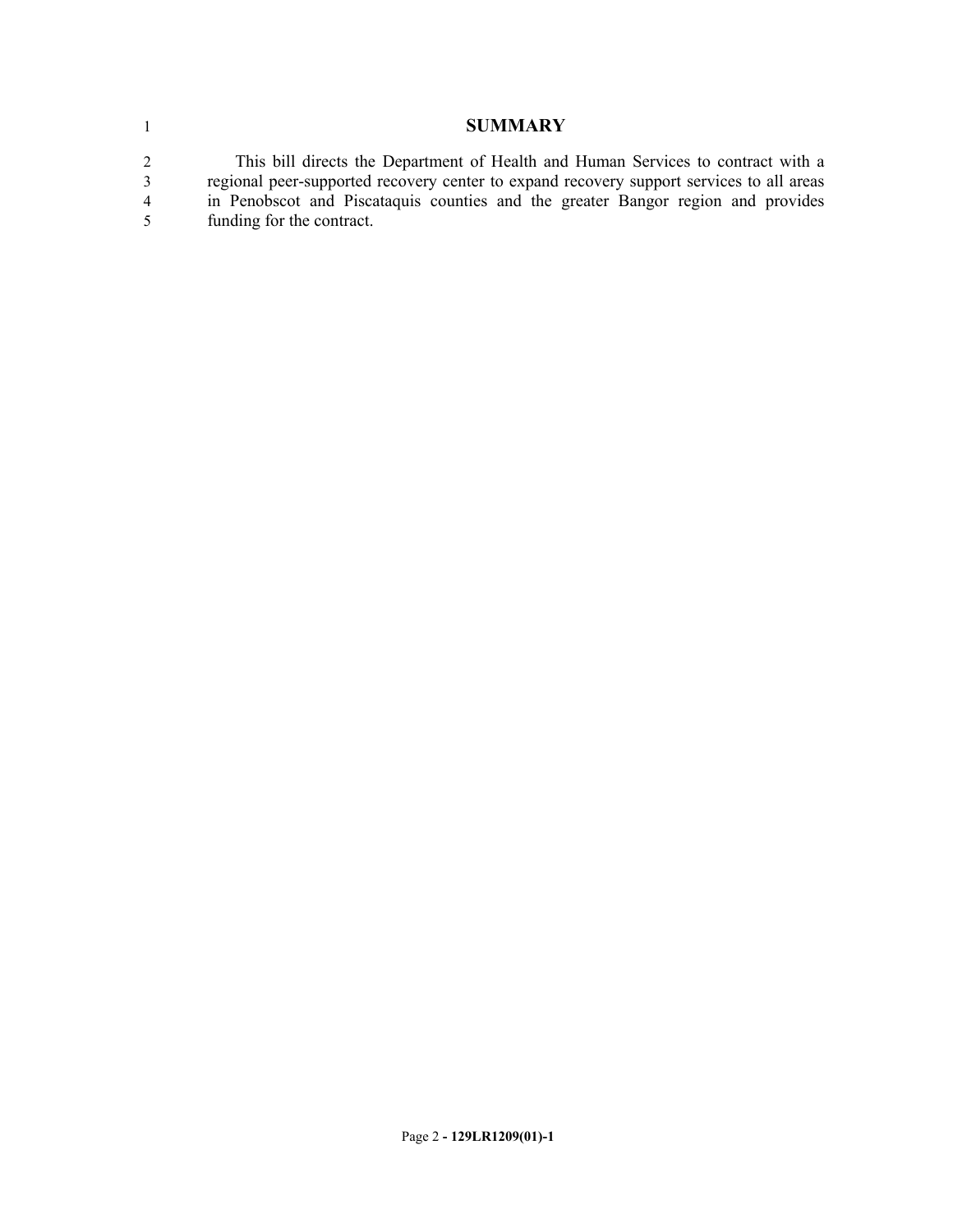## SUMMARY

This bill directs the Department of Health and Human Services to contract with a regional peer-supported recovery center to expand recovery support services to all areas in Penobscot and Piscataquis counties and the greater Bangor region and provides funding for the contract.